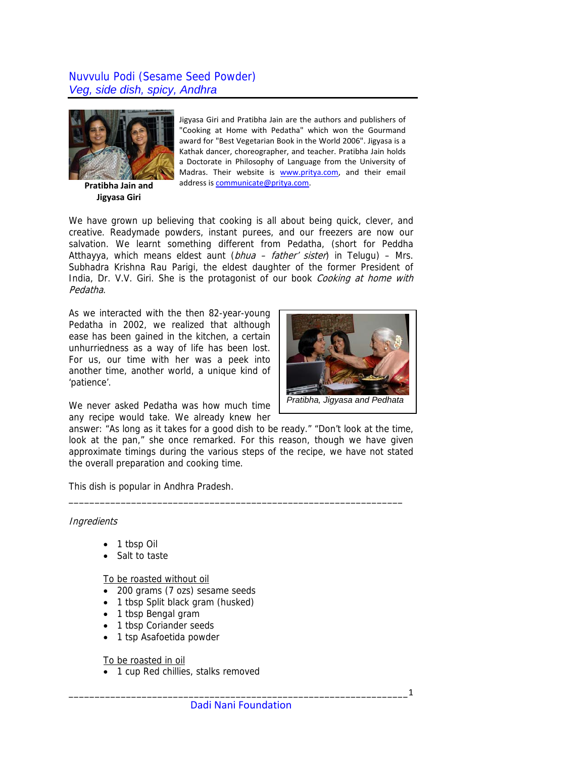# Nuvvulu Podi (Sesame Seed Powder)

*Veg, side dish, spicy, Andhra*

**Pratibha Jain and Jigyasa Giri**

Jigyasa Giri and Pratibha Jain are the authors and publishers of "Cooking at Home with Pedatha" which won the Gourmand award for "Best Vegetarian Book in the World 2006". Jigyasa is a Kathak dancer, choreographer, and teacher. Pratibha Jain holds a Doctorate in Philosophy of Language from the University of Madras. Their website is www.pritya.com, and their email address is communicate@pritya.com.

We have grown up believing that cooking is all about being quick, clever, and creative. Readymade powders, instant purees, and our freezers are now our salvation. We learnt something different from Pedatha, (short for Peddha Atthayya, which means eldest aunt (*bhua – father' sister*) in Telugu) – Mrs. Subhadra Krishna Rau Parigi, the eldest daughter of the former President of India, Dr. V.V. Giri. She is the protagonist of our book *Cooking at home with Pedatha*.

As we interacted with the then 82-year-young Pedatha in 2002, we realized that although ease has been gained in the kitchen, a certain unhurriedness as a way of life has been lost. For us, our time with her was a peek into another time, another world, a unique kind of 'patience'.

*Pratibha, Jigyasa and Pedhata*

We never asked Pedatha was how much time any recipe would take. We already knew her answer: "As long as it takes for a good dish to be ready." "Don't look at the time, look at the pan," she once remarked. For this reason, though we have given approximate timings during the various steps of the recipe, we have not stated the overall preparation and cooking time.

This dish is popular in Andhra Pradesh.

---

*Ingredients*

- 1 tbsp Oil
- Salt to taste

To be roasted without oil

- 200 grams (7 ozs) sesame seeds
- 1 tbsp Split black gram (husked)
- 1 tbsp Bengal gram
- 1 tbsp Coriander seeds
- 1 tsp Asafoetida powder

To be roasted in oil

- 1 cup Red chillies, stalks removed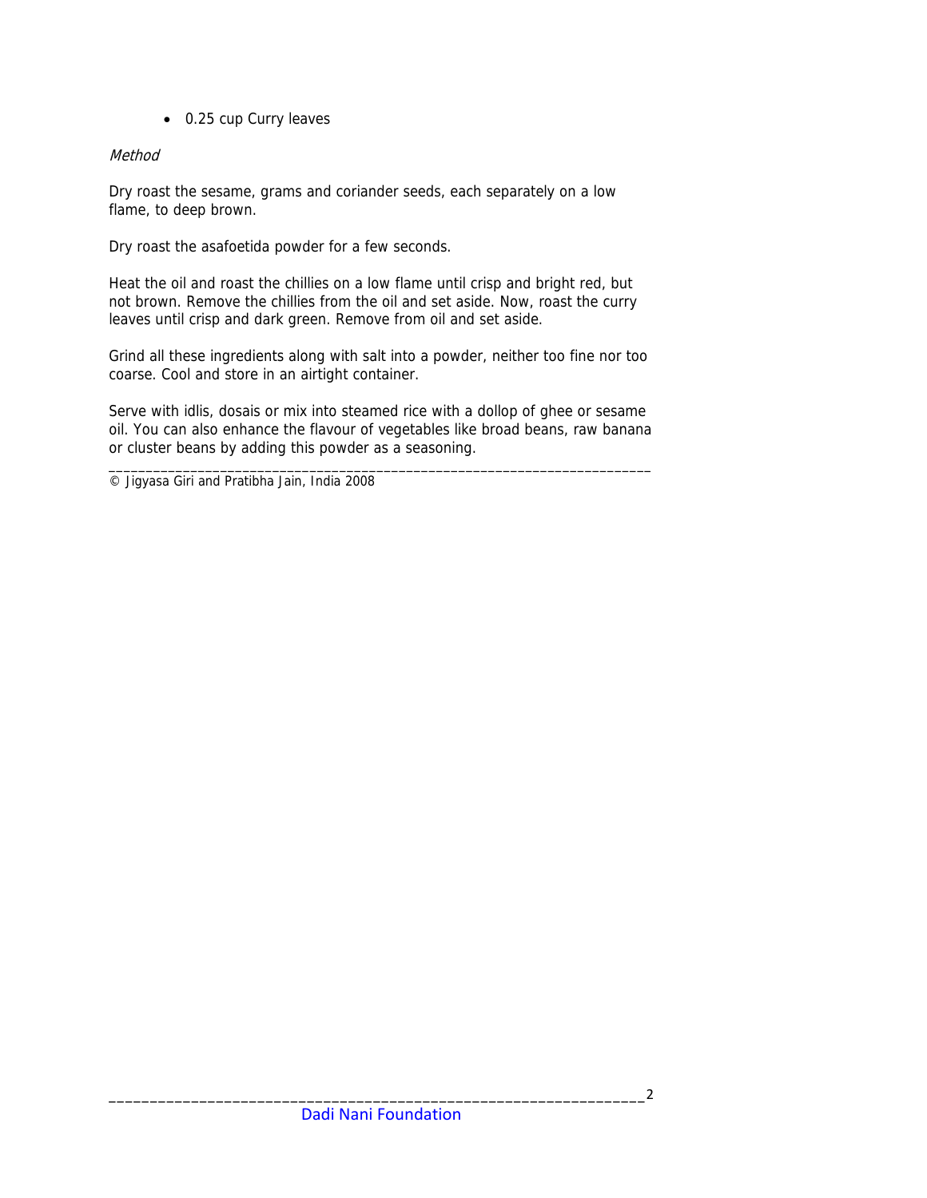- 0.25 cup Curry leaves

*Method*

Dry roast the sesame, grams and coriander seeds, each separately on a low flame, to deep brown.

Dry roast the asafoetida powder for a few seconds.

Heat the oil and roast the chillies on a low flame until crisp and bright red, but not brown. Remove the chillies from the oil and set aside. Now, roast the curry leaves until crisp and dark green. Remove from oil and set aside.

Grind all these ingredients along with salt into a powder, neither too fine nor too coarse. Cool and store in an airtight container.

Serve with idlis, dosais or mix into steamed rice with a dollop of ghee or sesame oil. You can also enhance the flavour of vegetables like broad beans, raw banana or cluster beans by adding this powder as a seasoning.

---

© Jigyasa Giri and Pratibha Jain, India 2008